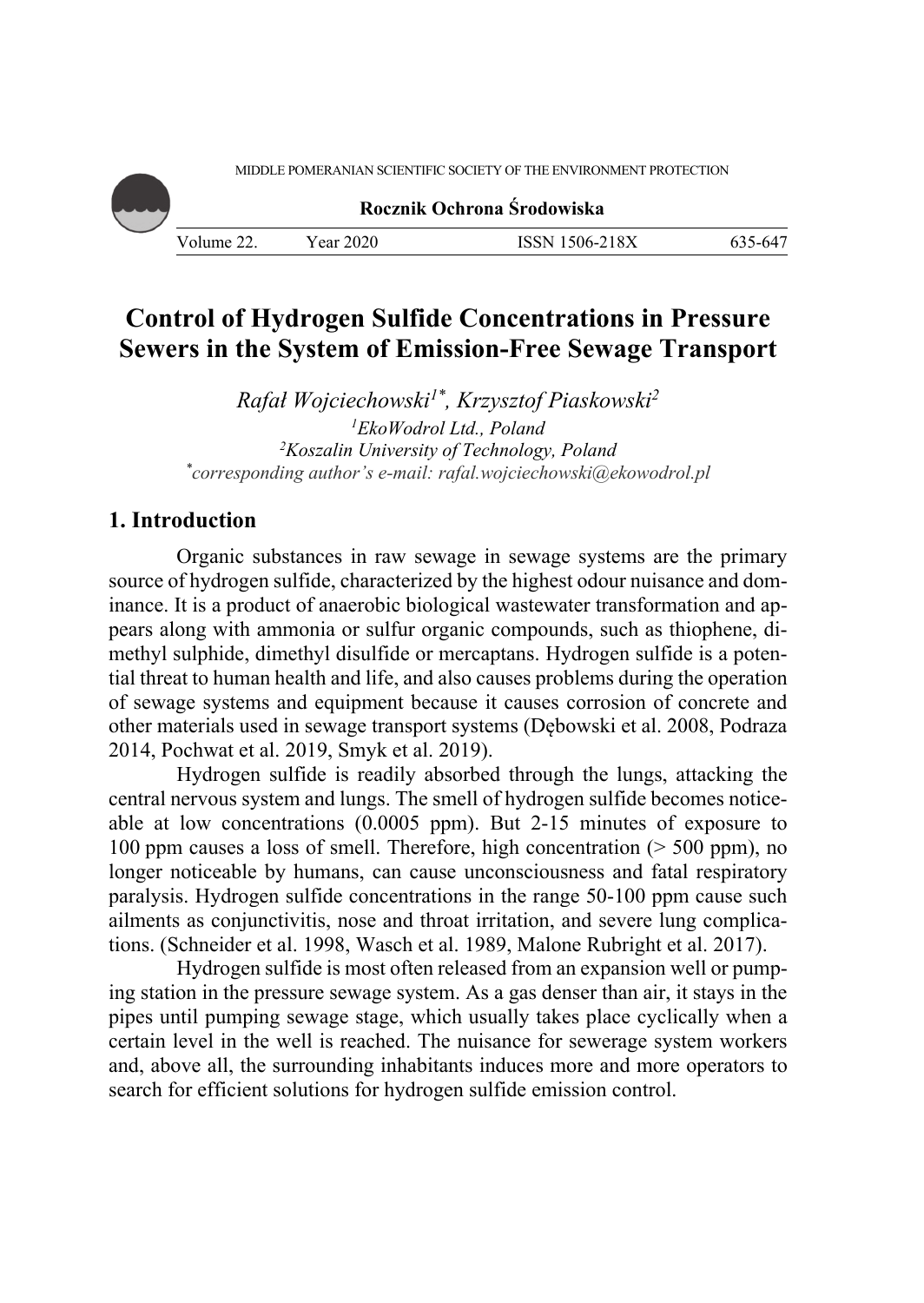MIDDLE POMERANIAN SCIENTIFIC SOCIETY OF THE ENVIRONMENT PROTECTION

**Rocznik Ochrona Środowiska**

# Control of Hydrogen Sulfide Concentrations in Pressure Sewers in the System of Emission-Free Sewage Transport

*Rafał Wojciechowski[1*], Krzysztof Piaskowski[2]*

*[1]EkoWodrol Ltd., Poland*
*[2]Koszalin University of Technology, Poland*
*[*]corresponding author's e-mail: rafal.wojciechowski@ekowodrol.pl*

## 1. Introduction

Organic substances in raw sewage in sewage systems are the primary source of hydrogen sulfide, characterized by the highest odour nuisance and dominance. It is a product of anaerobic biological wastewater transformation and appears along with ammonia or sulfur organic compounds, such as thiophene, dimethyl sulphide, dimethyl disulfide or mercaptans. Hydrogen sulfide is a potential threat to human health and life, and also causes problems during the operation of sewage systems and equipment because it causes corrosion of concrete and other materials used in sewage transport systems (Dębowski et al. 2008, Podraza 2014, Pochwat et al. 2019, Smyk et al. 2019).

Hydrogen sulfide is readily absorbed through the lungs, attacking the central nervous system and lungs. The smell of hydrogen sulfide becomes noticeable at low concentrations (0.0005 ppm). But 2-15 minutes of exposure to 100 ppm causes a loss of smell. Therefore, high concentration (> 500 ppm), no longer noticeable by humans, can cause unconsciousness and fatal respiratory paralysis. Hydrogen sulfide concentrations in the range 50-100 ppm cause such ailments as conjunctivitis, nose and throat irritation, and severe lung complications. (Schneider et al. 1998, Wasch et al. 1989, Malone Rubright et al. 2017).

Hydrogen sulfide is most often released from an expansion well or pumping station in the pressure sewage system. As a gas denser than air, it stays in the pipes until pumping sewage stage, which usually takes place cyclically when a certain level in the well is reached. The nuisance for sewerage system workers and, above all, the surrounding inhabitants induces more and more operators to search for efficient solutions for hydrogen sulfide emission control.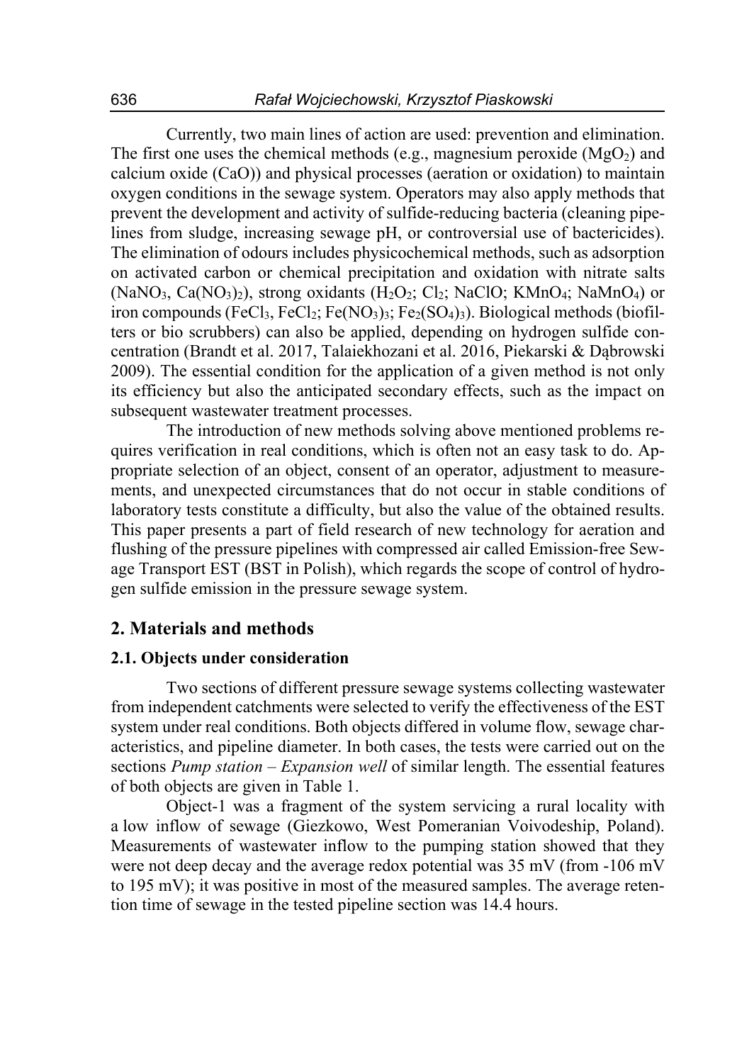Currently, two main lines of action are used: prevention and elimination. The first one uses the chemical methods (e.g., magnesium peroxide ($MgO_2$) and calcium oxide (CaO)) and physical processes (aeration or oxidation) to maintain oxygen conditions in the sewage system. Operators may also apply methods that prevent the development and activity of sulfide-reducing bacteria (cleaning pipelines from sludge, increasing sewage pH, or controversial use of bactericides). The elimination of odours includes physicochemical methods, such as adsorption on activated carbon or chemical precipitation and oxidation with nitrate salts ($NaNO_3$, $Ca(NO_3)_2$), strong oxidants ($H_2O_2$; $Cl_2$; NaClO; $KMnO_4$; $NaMnO_4$) or iron compounds ($FeCl_3$, $FeCl_2$; $Fe(NO_3)_3$; $Fe_2(SO_4)_3$). Biological methods (biofilters or bio scrubbers) can also be applied, depending on hydrogen sulfide concentration (Brandt et al. 2017, Talaiekhozani et al. 2016, Piekarski & Dąbrowski 2009). The essential condition for the application of a given method is not only its efficiency but also the anticipated secondary effects, such as the impact on subsequent wastewater treatment processes.

The introduction of new methods solving above mentioned problems requires verification in real conditions, which is often not an easy task to do. Appropriate selection of an object, consent of an operator, adjustment to measurements, and unexpected circumstances that do not occur in stable conditions of laboratory tests constitute a difficulty, but also the value of the obtained results. This paper presents a part of field research of new technology for aeration and flushing of the pressure pipelines with compressed air called Emission-free Sewage Transport EST (BST in Polish), which regards the scope of control of hydrogen sulfide emission in the pressure sewage system.

## 2. Materials and methods

### 2.1. Objects under consideration

Two sections of different pressure sewage systems collecting wastewater from independent catchments were selected to verify the effectiveness of the EST system under real conditions. Both objects differed in volume flow, sewage characteristics, and pipeline diameter. In both cases, the tests were carried out on the sections *Pump station – Expansion well* of similar length. The essential features of both objects are given in Table 1.

Object-1 was a fragment of the system servicing a rural locality with a low inflow of sewage (Giezkowo, West Pomeranian Voivodeship, Poland). Measurements of wastewater inflow to the pumping station showed that they were not deep decay and the average redox potential was 35 mV (from -106 mV to 195 mV); it was positive in most of the measured samples. The average retention time of sewage in the tested pipeline section was 14.4 hours.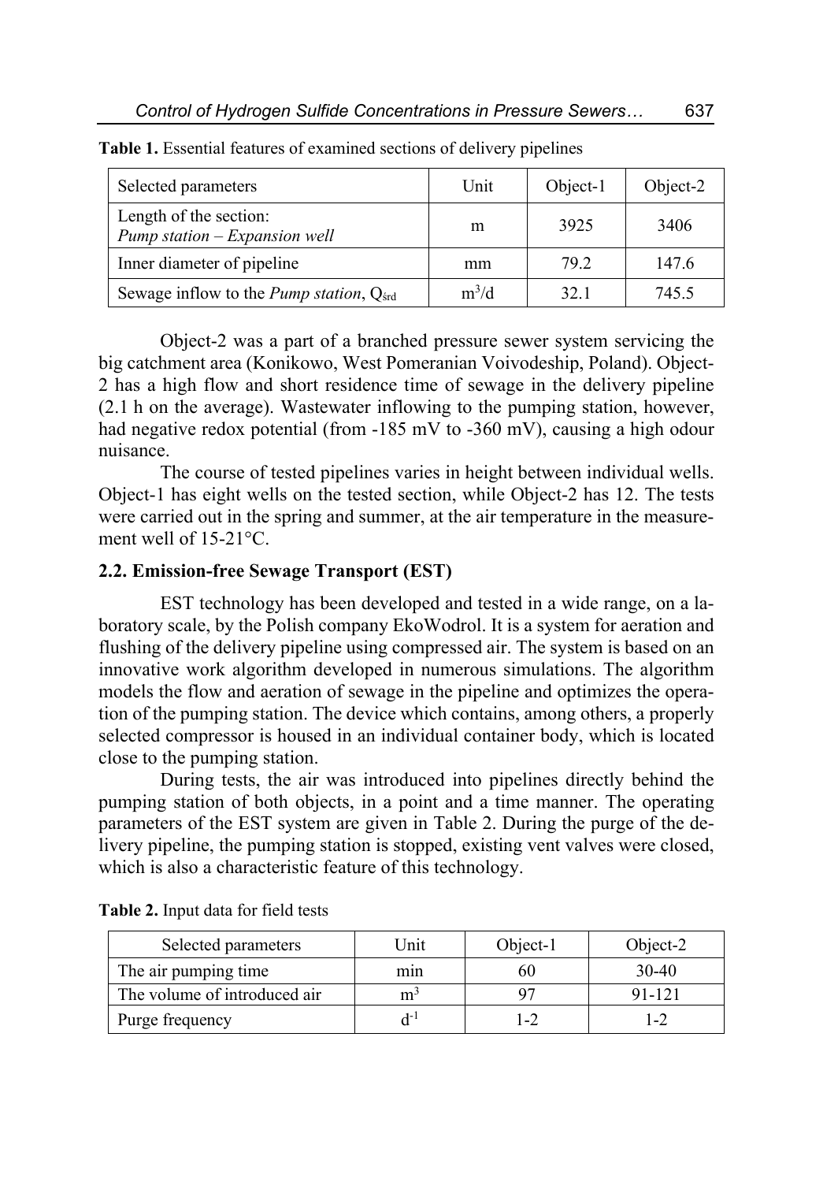**Table 1.** Essential features of examined sections of delivery pipelines

| Selected parameters | Unit | Object-1 | Object-2 |
|---|---|---|---|
| Length of the section: *Pump station – Expansion well* | m | 3925 | 3406 |
| Inner diameter of pipeline | mm | 79.2 | 147.6 |
| Sewage inflow to the *Pump station*, $Q_{śrd}$ | $m^3/d$ | 32.1 | 745.5 |

Object-2 was a part of a branched pressure sewer system servicing the big catchment area (Konikowo, West Pomeranian Voivodeship, Poland). Object-2 has a high flow and short residence time of sewage in the delivery pipeline (2.1 h on the average). Wastewater inflowing to the pumping station, however, had negative redox potential (from -185 mV to -360 mV), causing a high odour nuisance.

The course of tested pipelines varies in height between individual wells. Object-1 has eight wells on the tested section, while Object-2 has 12. The tests were carried out in the spring and summer, at the air temperature in the measurement well of 15-21°C.

### 2.2. Emission-free Sewage Transport (EST)

EST technology has been developed and tested in a wide range, on a laboratory scale, by the Polish company EkoWodrol. It is a system for aeration and flushing of the delivery pipeline using compressed air. The system is based on an innovative work algorithm developed in numerous simulations. The algorithm models the flow and aeration of sewage in the pipeline and optimizes the operation of the pumping station. The device which contains, among others, a properly selected compressor is housed in an individual container body, which is located close to the pumping station.

During tests, the air was introduced into pipelines directly behind the pumping station of both objects, in a point and a time manner. The operating parameters of the EST system are given in Table 2. During the purge of the delivery pipeline, the pumping station is stopped, existing vent valves were closed, which is also a characteristic feature of this technology.

**Table 2.** Input data for field tests

| Selected parameters | Unit | Object-1 | Object-2 |
|---|---|---|---|
| The air pumping time | min | 60 | 30-40 |
| The volume of introduced air | $m^3$ | 97 | 91-121 |
| Purge frequency | $d^{-1}$ | 1-2 | 1-2 |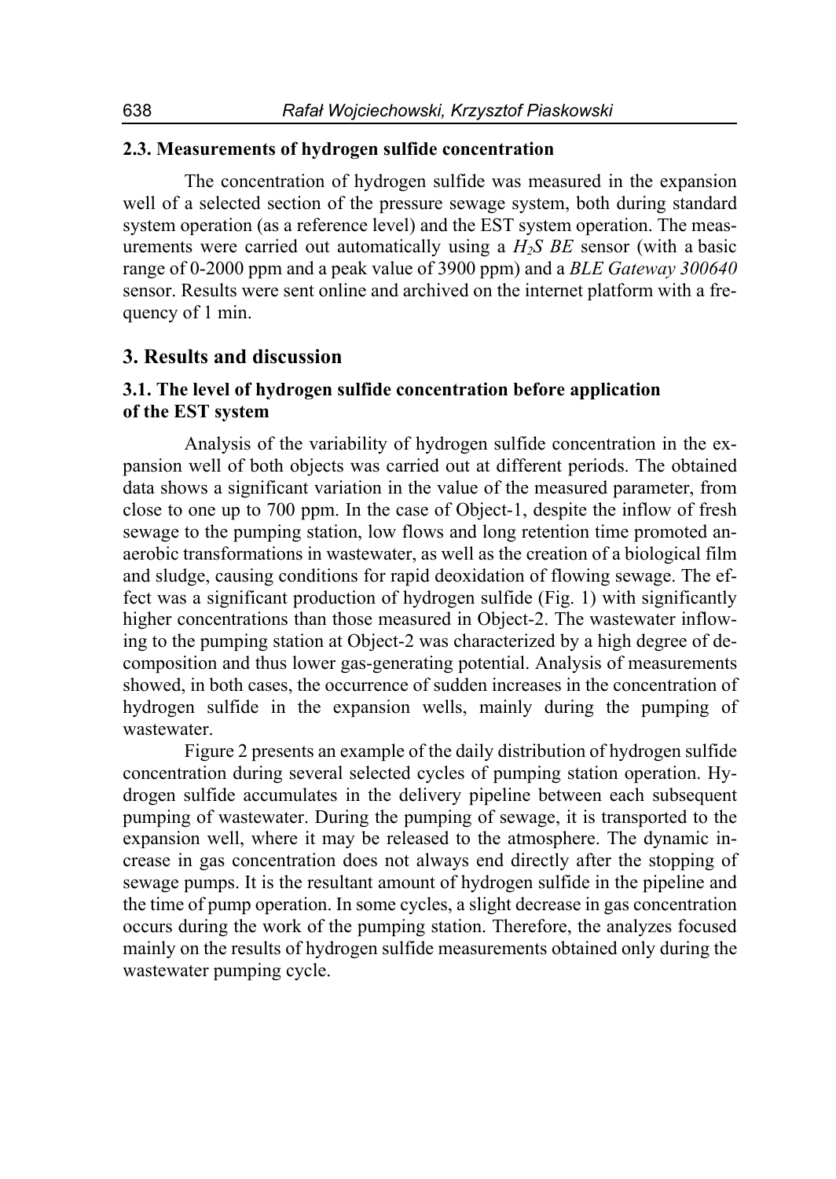### 2.3. Measurements of hydrogen sulfide concentration

The concentration of hydrogen sulfide was measured in the expansion well of a selected section of the pressure sewage system, both during standard system operation (as a reference level) and the EST system operation. The measurements were carried out automatically using a *$H_2S$ BE* sensor (with a basic range of 0-2000 ppm and a peak value of 3900 ppm) and a *BLE Gateway 300640* sensor. Results were sent online and archived on the internet platform with a frequency of 1 min.

## 3. Results and discussion

### 3.1. The level of hydrogen sulfide concentration before application of the EST system

Analysis of the variability of hydrogen sulfide concentration in the expansion well of both objects was carried out at different periods. The obtained data shows a significant variation in the value of the measured parameter, from close to one up to 700 ppm. In the case of Object-1, despite the inflow of fresh sewage to the pumping station, low flows and long retention time promoted anaerobic transformations in wastewater, as well as the creation of a biological film and sludge, causing conditions for rapid deoxidation of flowing sewage. The effect was a significant production of hydrogen sulfide (Fig. 1) with significantly higher concentrations than those measured in Object-2. The wastewater inflowing to the pumping station at Object-2 was characterized by a high degree of decomposition and thus lower gas-generating potential. Analysis of measurements showed, in both cases, the occurrence of sudden increases in the concentration of hydrogen sulfide in the expansion wells, mainly during the pumping of wastewater.

Figure 2 presents an example of the daily distribution of hydrogen sulfide concentration during several selected cycles of pumping station operation. Hydrogen sulfide accumulates in the delivery pipeline between each subsequent pumping of wastewater. During the pumping of sewage, it is transported to the expansion well, where it may be released to the atmosphere. The dynamic increase in gas concentration does not always end directly after the stopping of sewage pumps. It is the resultant amount of hydrogen sulfide in the pipeline and the time of pump operation. In some cycles, a slight decrease in gas concentration occurs during the work of the pumping station. Therefore, the analyzes focused mainly on the results of hydrogen sulfide measurements obtained only during the wastewater pumping cycle.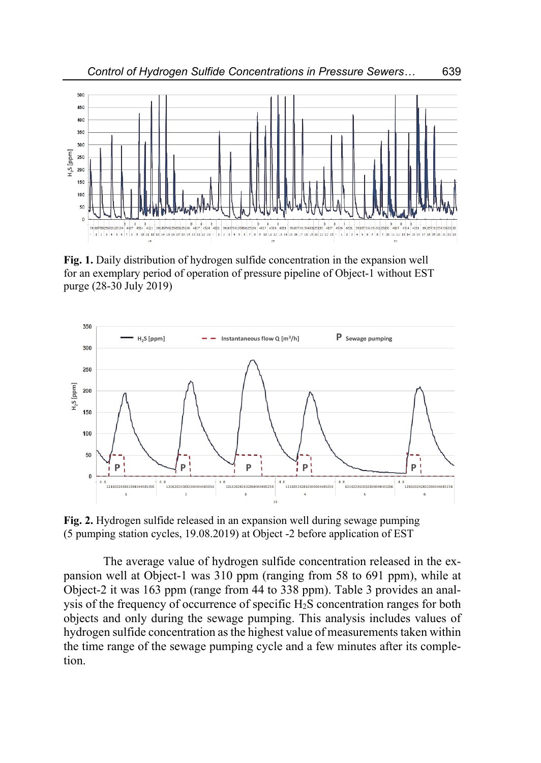**Fig. 1.** Daily distribution of hydrogen sulfide concentration in the expansion well for an exemplary period of operation of pressure pipeline of Object-1 without EST purge (28-30 July 2019)

**Fig. 2.** Hydrogen sulfide released in an expansion well during sewage pumping (5 pumping station cycles, 19.08.2019) at Object -2 before application of EST

The average value of hydrogen sulfide concentration released in the expansion well at Object-1 was 310 ppm (ranging from 58 to 691 ppm), while at Object-2 it was 163 ppm (range from 44 to 338 ppm). Table 3 provides an analysis of the frequency of occurrence of specific $H_2S$ concentration ranges for both objects and only during the sewage pumping. This analysis includes values of hydrogen sulfide concentration as the highest value of measurements taken within the time range of the sewage pumping cycle and a few minutes after its completion.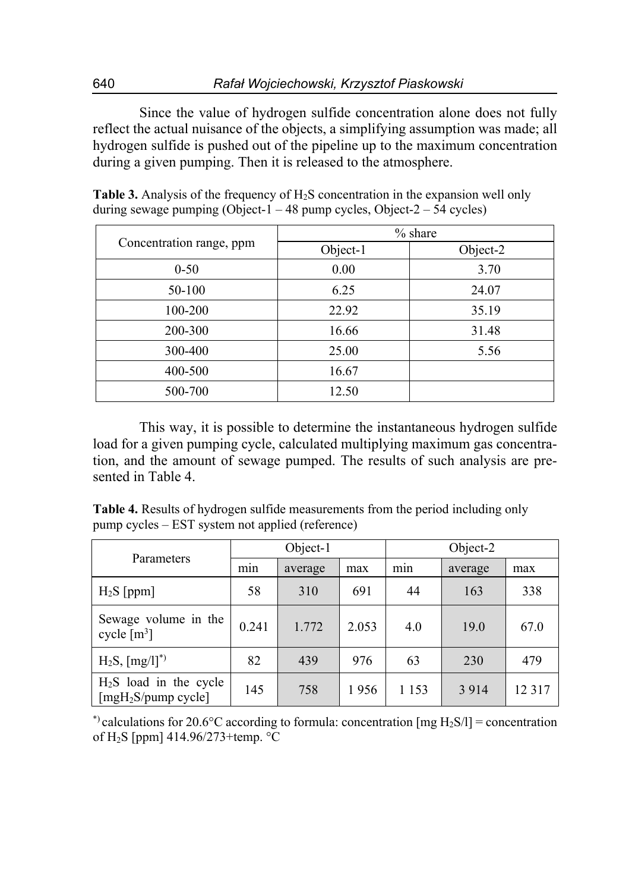Since the value of hydrogen sulfide concentration alone does not fully reflect the actual nuisance of the objects, a simplifying assumption was made; all hydrogen sulfide is pushed out of the pipeline up to the maximum concentration during a given pumping. Then it is released to the atmosphere.

**Table 3.** Analysis of the frequency of $H_2S$ concentration in the expansion well only during sewage pumping (Object-1 – 48 pump cycles, Object-2 – 54 cycles)

| Concentration range, ppm | % share | |
|---|---|---|
| | Object-1 | Object-2 |
| 0-50 | 0.00 | 3.70 |
| 50-100 | 6.25 | 24.07 |
| 100-200 | 22.92 | 35.19 |
| 200-300 | 16.66 | 31.48 |
| 300-400 | 25.00 | 5.56 |
| 400-500 | 16.67 | |
| 500-700 | 12.50 | |

This way, it is possible to determine the instantaneous hydrogen sulfide load for a given pumping cycle, calculated multiplying maximum gas concentration, and the amount of sewage pumped. The results of such analysis are presented in Table 4.

**Table 4.** Results of hydrogen sulfide measurements from the period including only pump cycles – EST system not applied (reference)

| Parameters | Object-1 | | | Object-2 | | |
|---|---|---|---|---|---|---|
| | min | average | max | min | average | max |
| $H_2S$ [ppm] | 58 | 310 | 691 | 44 | 163 | 338 |
| Sewage volume in the cycle [$m^3$] | 0.241 | 1.772 | 2.053 | 4.0 | 19.0 | 67.0 |
| $H_2S$, [mg/l]$^{*)}$ | 82 | 439 | 976 | 63 | 230 | 479 |
| $H_2S$ load in the cycle [mg$H_2S$/pump cycle] | 145 | 758 | 1 956 | 1 153 | 3 914 | 12 317 |

$^{*)}$ calculations for 20.6°C according to formula: concentration [mg $H_2S$/l] = concentration of $H_2S$ [ppm] 414.96/273+temp. °C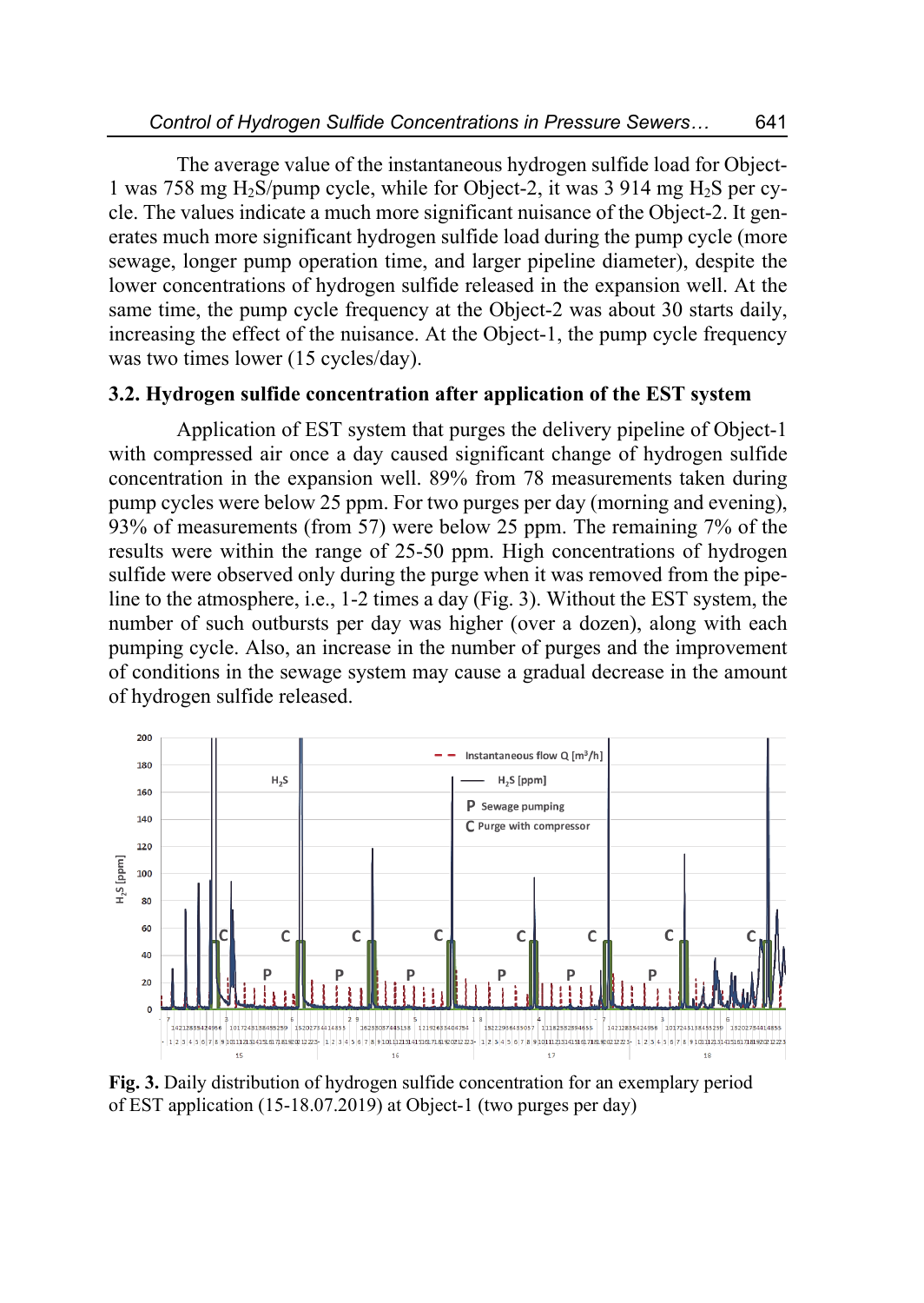The average value of the instantaneous hydrogen sulfide load for Object-1 was 758 mg $H_2S$/pump cycle, while for Object-2, it was 3 914 mg $H_2S$ per cycle. The values indicate a much more significant nuisance of the Object-2. It generates much more significant hydrogen sulfide load during the pump cycle (more sewage, longer pump operation time, and larger pipeline diameter), despite the lower concentrations of hydrogen sulfide released in the expansion well. At the same time, the pump cycle frequency at the Object-2 was about 30 starts daily, increasing the effect of the nuisance. At the Object-1, the pump cycle frequency was two times lower (15 cycles/day).

### 3.2. Hydrogen sulfide concentration after application of the EST system

Application of EST system that purges the delivery pipeline of Object-1 with compressed air once a day caused significant change of hydrogen sulfide concentration in the expansion well. 89% from 78 measurements taken during pump cycles were below 25 ppm. For two purges per day (morning and evening), 93% of measurements (from 57) were below 25 ppm. The remaining 7% of the results were within the range of 25-50 ppm. High concentrations of hydrogen sulfide were observed only during the purge when it was removed from the pipeline to the atmosphere, i.e., 1-2 times a day (Fig. 3). Without the EST system, the number of such outbursts per day was higher (over a dozen), along with each pumping cycle. Also, an increase in the number of purges and the improvement of conditions in the sewage system may cause a gradual decrease in the amount of hydrogen sulfide released.

**Fig. 3.** Daily distribution of hydrogen sulfide concentration for an exemplary period of EST application (15-18.07.2019) at Object-1 (two purges per day)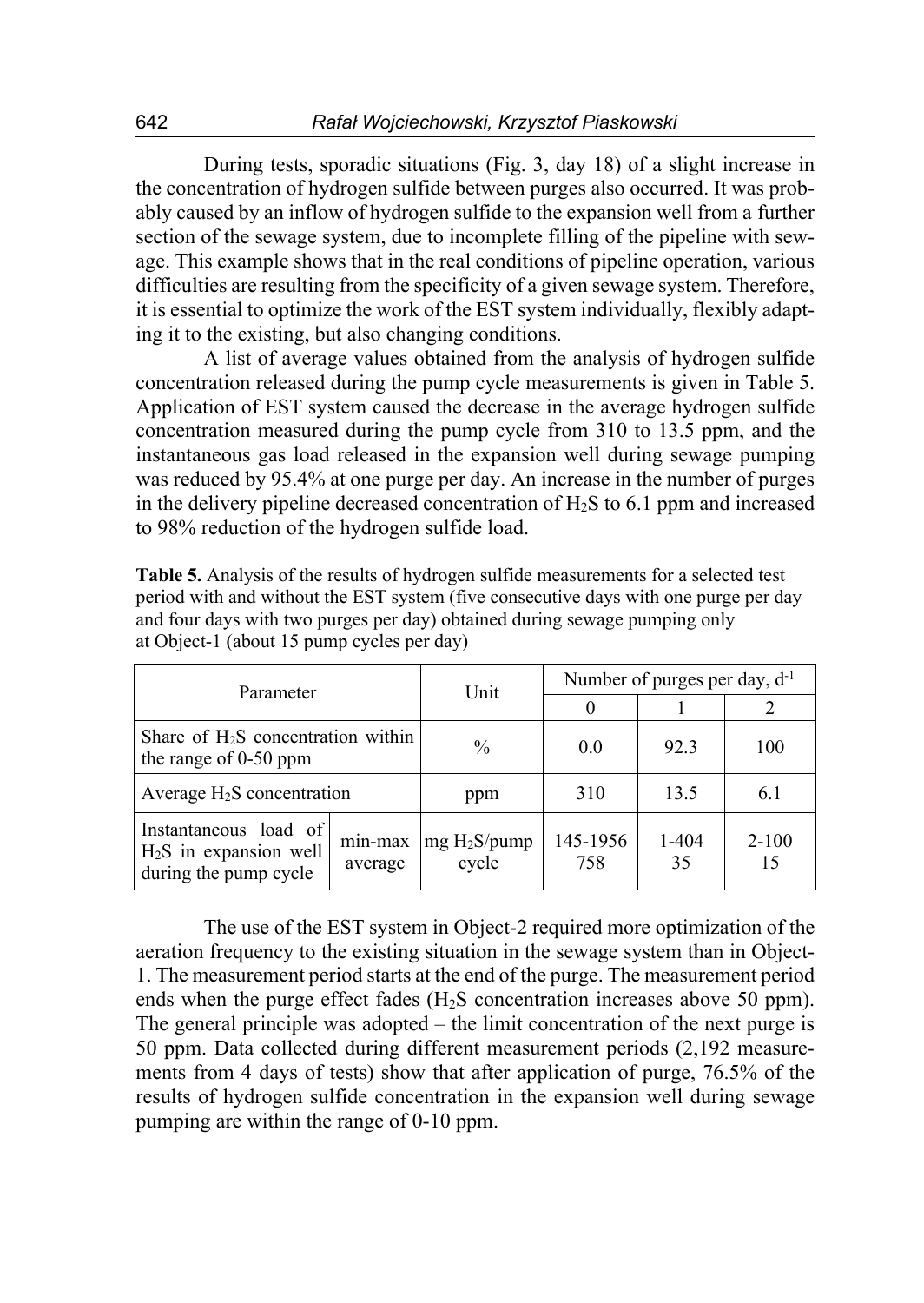During tests, sporadic situations (Fig. 3, day 18) of a slight increase in the concentration of hydrogen sulfide between purges also occurred. It was probably caused by an inflow of hydrogen sulfide to the expansion well from a further section of the sewage system, due to incomplete filling of the pipeline with sewage. This example shows that in the real conditions of pipeline operation, various difficulties are resulting from the specificity of a given sewage system. Therefore, it is essential to optimize the work of the EST system individually, flexibly adapting it to the existing, but also changing conditions.

A list of average values obtained from the analysis of hydrogen sulfide concentration released during the pump cycle measurements is given in Table 5. Application of EST system caused the decrease in the average hydrogen sulfide concentration measured during the pump cycle from 310 to 13.5 ppm, and the instantaneous gas load released in the expansion well during sewage pumping was reduced by 95.4% at one purge per day. An increase in the number of purges in the delivery pipeline decreased concentration of $H_2S$ to 6.1 ppm and increased to 98% reduction of the hydrogen sulfide load.

**Table 5.** Analysis of the results of hydrogen sulfide measurements for a selected test period with and without the EST system (five consecutive days with one purge per day and four days with two purges per day) obtained during sewage pumping only at Object-1 (about 15 pump cycles per day)

| Parameter | | Unit | Number of purges per day, $d^{-1}$ | | |
|---|---|---|---|---|---|
| | | | 0 | 1 | 2 |
| Share of $H_2S$ concentration within the range of 0-50 ppm | | % | 0.0 | 92.3 | 100 |
| Average $H_2S$ concentration | | ppm | 310 | 13.5 | 6.1 |
| Instantaneous load of $H_2S$ in expansion well during the pump cycle | min-max<br>average | mg $H_2S$/pump cycle | 145-1956<br>758 | 1-404<br>35 | 2-100<br>15 |

The use of the EST system in Object-2 required more optimization of the aeration frequency to the existing situation in the sewage system than in Object-1. The measurement period starts at the end of the purge. The measurement period ends when the purge effect fades ($H_2S$ concentration increases above 50 ppm). The general principle was adopted – the limit concentration of the next purge is 50 ppm. Data collected during different measurement periods (2,192 measurements from 4 days of tests) show that after application of purge, 76.5% of the results of hydrogen sulfide concentration in the expansion well during sewage pumping are within the range of 0-10 ppm.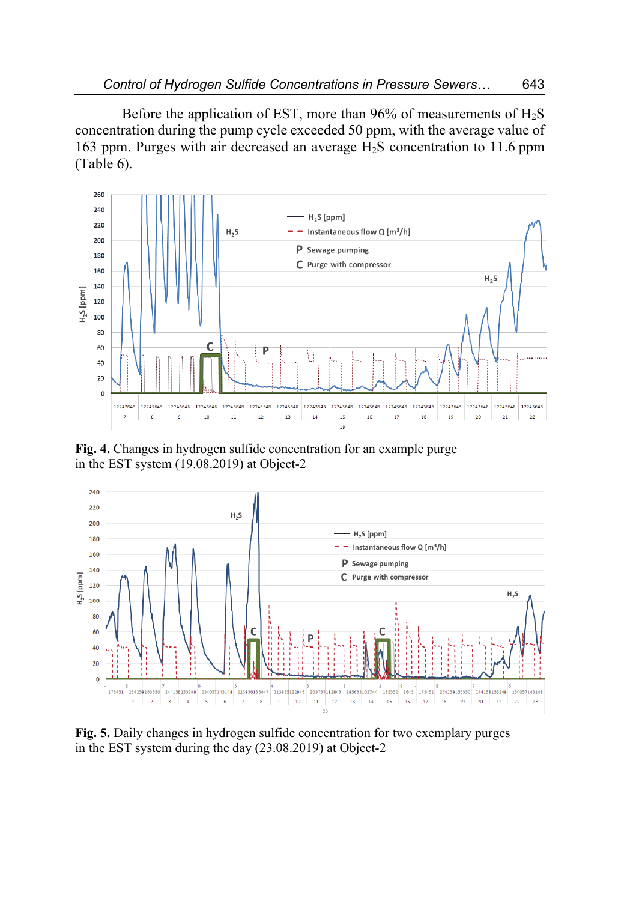Before the application of EST, more than 96% of measurements of $H_2S$ concentration during the pump cycle exceeded 50 ppm, with the average value of 163 ppm. Purges with air decreased an average $H_2S$ concentration to 11.6 ppm (Table 6).

**Fig. 4.** Changes in hydrogen sulfide concentration for an example purge in the EST system (19.08.2019) at Object-2

**Fig. 5.** Daily changes in hydrogen sulfide concentration for two exemplary purges in the EST system during the day (23.08.2019) at Object-2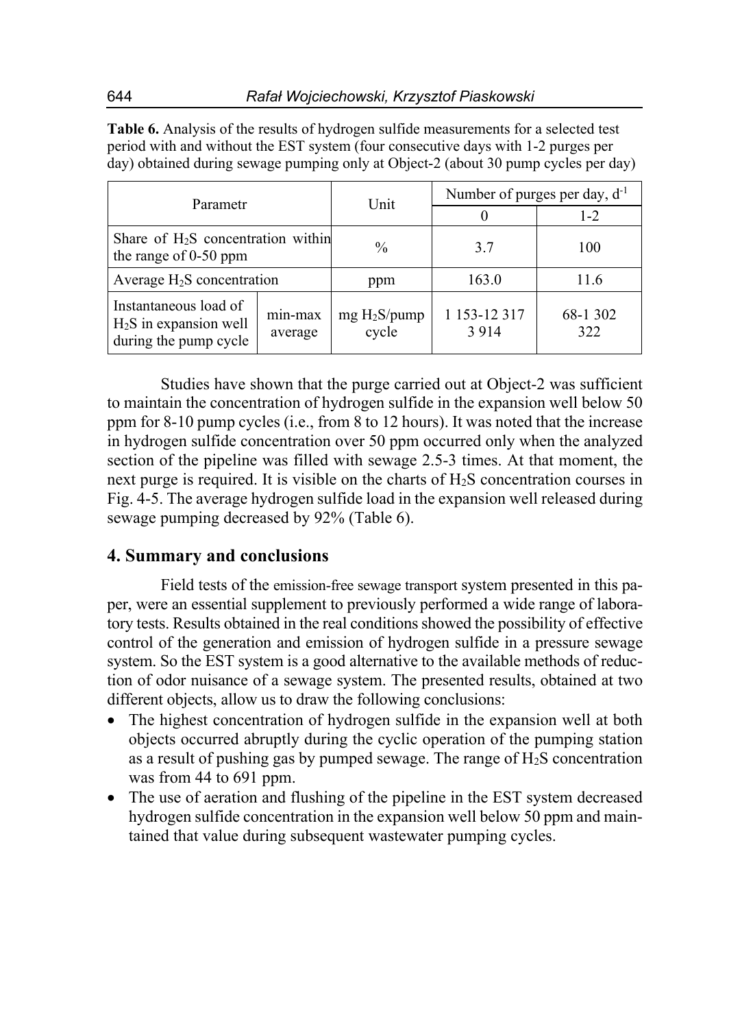**Table 6.** Analysis of the results of hydrogen sulfide measurements for a selected test period with and without the EST system (four consecutive days with 1-2 purges per day) obtained during sewage pumping only at Object-2 (about 30 pump cycles per day)

| Parametr | | Unit | Number of purges per day, $d^{-1}$ | |
|---|---|---|---|---|
| | | | 0 | 1-2 |
| Share of $H_2S$ concentration within the range of 0-50 ppm | | % | 3.7 | 100 |
| Average $H_2S$ concentration | | ppm | 163.0 | 11.6 |
| Instantaneous load of $H_2S$ in expansion well during the pump cycle | min-max<br>average | mg $H_2S$/pump cycle | 1 153-12 317<br>3 914 | 68-1 302<br>322 |

Studies have shown that the purge carried out at Object-2 was sufficient to maintain the concentration of hydrogen sulfide in the expansion well below 50 ppm for 8-10 pump cycles (i.e., from 8 to 12 hours). It was noted that the increase in hydrogen sulfide concentration over 50 ppm occurred only when the analyzed section of the pipeline was filled with sewage 2.5-3 times. At that moment, the next purge is required. It is visible on the charts of $H_2S$ concentration courses in Fig. 4-5. The average hydrogen sulfide load in the expansion well released during sewage pumping decreased by 92% (Table 6).

## 4. Summary and conclusions

Field tests of the emission-free sewage transport system presented in this paper, were an essential supplement to previously performed a wide range of laboratory tests. Results obtained in the real conditions showed the possibility of effective control of the generation and emission of hydrogen sulfide in a pressure sewage system. So the EST system is a good alternative to the available methods of reduction of odor nuisance of a sewage system. The presented results, obtained at two different objects, allow us to draw the following conclusions:

- The highest concentration of hydrogen sulfide in the expansion well at both objects occurred abruptly during the cyclic operation of the pumping station as a result of pushing gas by pumped sewage. The range of $H_2S$ concentration was from 44 to 691 ppm.
- The use of aeration and flushing of the pipeline in the EST system decreased hydrogen sulfide concentration in the expansion well below 50 ppm and maintained that value during subsequent wastewater pumping cycles.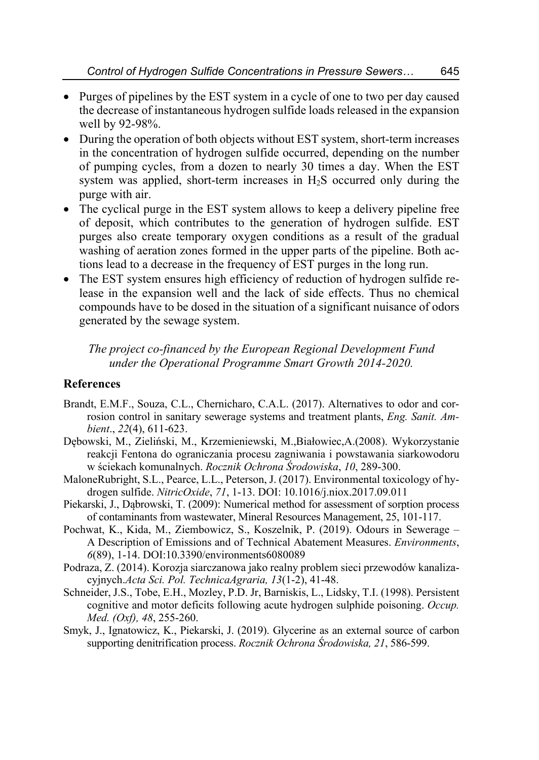- Purges of pipelines by the EST system in a cycle of one to two per day caused the decrease of instantaneous hydrogen sulfide loads released in the expansion well by 92-98%.
- During the operation of both objects without EST system, short-term increases in the concentration of hydrogen sulfide occurred, depending on the number of pumping cycles, from a dozen to nearly 30 times a day. When the EST system was applied, short-term increases in $H_2S$ occurred only during the purge with air.
- The cyclical purge in the EST system allows to keep a delivery pipeline free of deposit, which contributes to the generation of hydrogen sulfide. EST purges also create temporary oxygen conditions as a result of the gradual washing of aeration zones formed in the upper parts of the pipeline. Both actions lead to a decrease in the frequency of EST purges in the long run.
- The EST system ensures high efficiency of reduction of hydrogen sulfide release in the expansion well and the lack of side effects. Thus no chemical compounds have to be dosed in the situation of a significant nuisance of odors generated by the sewage system.

*The project co-financed by the European Regional Development Fund under the Operational Programme Smart Growth 2014-2020.*

## References

Brandt, E.M.F., Souza, C.L., Chernicharo, C.A.L. (2017). Alternatives to odor and corrosion control in sanitary sewerage systems and treatment plants, *Eng. Sanit. Ambient.*, *22*(4), 611-623.

Dębowski, M., Zieliński, M., Krzemieniewski, M.,Białowiec,A.(2008). Wykorzystanie reakcji Fentona do ograniczania procesu zagniwania i powstawania siarkowodoru w ściekach komunalnych. *Rocznik Ochrona Środowiska*, *10*, 289-300.

MaloneRubright, S.L., Pearce, L.L., Peterson, J. (2017). Environmental toxicology of hydrogen sulfide. *NitricOxide*, *71*, 1-13. DOI: 10.1016/j.niox.2017.09.011

Piekarski, J., Dąbrowski, T. (2009): Numerical method for assessment of sorption process of contaminants from wastewater, Mineral Resources Management, 25, 101-117.

Pochwat, K., Kida, M., Ziembowicz, S., Koszelnik, P. (2019). Odours in Sewerage – A Description of Emissions and of Technical Abatement Measures. *Environments*, *6*(89), 1-14. DOI:10.3390/environments6080089

Podraza, Z. (2014). Korozja siarczanowa jako realny problem sieci przewodów kanalizacyjnych.*Acta Sci. Pol. TechnicaAgraria, 13*(1-2), 41-48.

Schneider, J.S., Tobe, E.H., Mozley, P.D. Jr, Barniskis, L., Lidsky, T.I. (1998). Persistent cognitive and motor deficits following acute hydrogen sulphide poisoning. *Occup. Med. (Oxf), 48*, 255-260.

Smyk, J., Ignatowicz, K., Piekarski, J. (2019). Glycerine as an external source of carbon supporting denitrification process. *Rocznik Ochrona Środowiska, 21*, 586-599.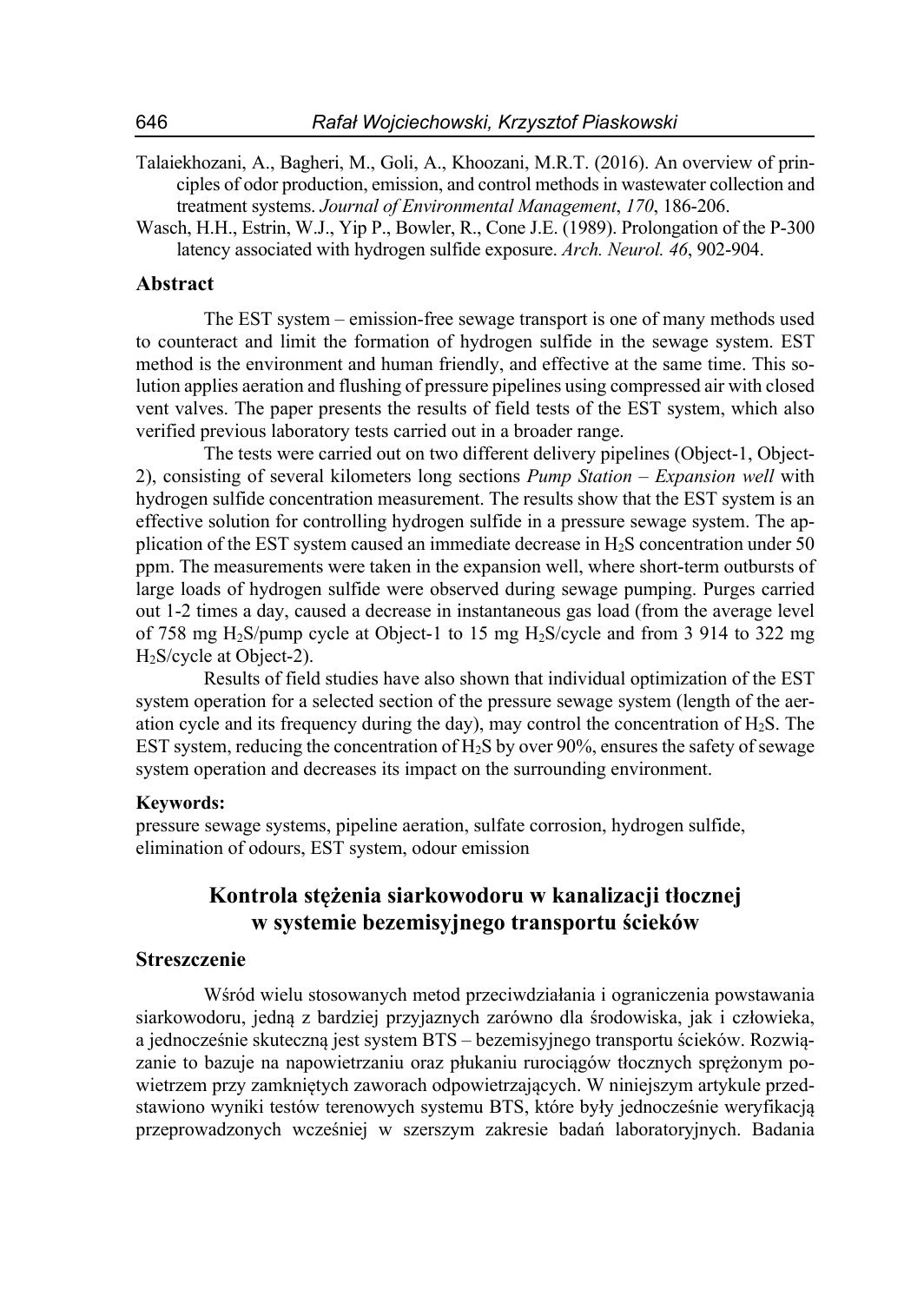Talaiekhozani, A., Bagheri, M., Goli, A., Khoozani, M.R.T. (2016). An overview of principles of odor production, emission, and control methods in wastewater collection and treatment systems. *Journal of Environmental Management*, *170*, 186-206.

Wasch, H.H., Estrin, W.J., Yip P., Bowler, R., Cone J.E. (1989). Prolongation of the P-300 latency associated with hydrogen sulfide exposure. *Arch. Neurol. 46*, 902-904.

## Abstract

The EST system – emission-free sewage transport is one of many methods used to counteract and limit the formation of hydrogen sulfide in the sewage system. EST method is the environment and human friendly, and effective at the same time. This solution applies aeration and flushing of pressure pipelines using compressed air with closed vent valves. The paper presents the results of field tests of the EST system, which also verified previous laboratory tests carried out in a broader range.

The tests were carried out on two different delivery pipelines (Object-1, Object-2), consisting of several kilometers long sections *Pump Station – Expansion well* with hydrogen sulfide concentration measurement. The results show that the EST system is an effective solution for controlling hydrogen sulfide in a pressure sewage system. The application of the EST system caused an immediate decrease in $H_2S$ concentration under 50 ppm. The measurements were taken in the expansion well, where short-term outbursts of large loads of hydrogen sulfide were observed during sewage pumping. Purges carried out 1-2 times a day, caused a decrease in instantaneous gas load (from the average level of 758 mg $H_2S$/pump cycle at Object-1 to 15 mg $H_2S$/cycle and from 3 914 to 322 mg $H_2S$/cycle at Object-2).

Results of field studies have also shown that individual optimization of the EST system operation for a selected section of the pressure sewage system (length of the aeration cycle and its frequency during the day), may control the concentration of $H_2S$. The EST system, reducing the concentration of $H_2S$ by over 90%, ensures the safety of sewage system operation and decreases its impact on the surrounding environment.

**Keywords:**
pressure sewage systems, pipeline aeration, sulfate corrosion, hydrogen sulfide, elimination of odours, EST system, odour emission

## Kontrola stężenia siarkowodoru w kanalizacji tłocznej w systemie bezemisyjnego transportu ścieków

## Streszczenie

Wśród wielu stosowanych metod przeciwdziałania i ograniczenia powstawania siarkowodoru, jedną z bardziej przyjaznych zarówno dla środowiska, jak i człowieka, a jednocześnie skuteczną jest system BTS – bezemisyjnego transportu ścieków. Rozwiązanie to bazuje na napowietrzaniu oraz płukaniu rurociągów tłocznych sprężonym powietrzem przy zamkniętych zaworach odpowietrzających. W niniejszym artykule przedstawiono wyniki testów terenowych systemu BTS, które były jednocześnie weryfikacją przeprowadzonych wcześniej w szerszym zakresie badań laboratoryjnych. Badania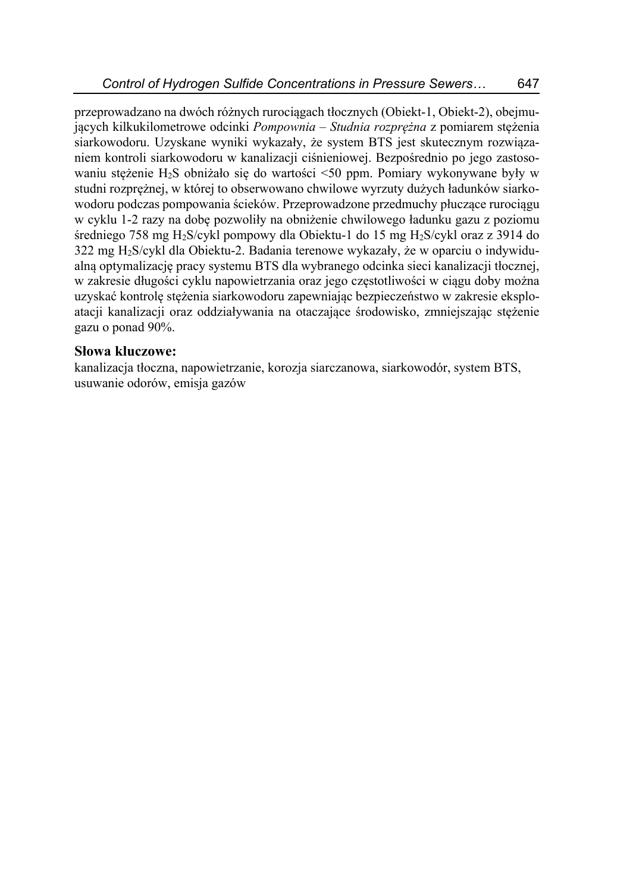przeprowadzano na dwóch różnych rurociągach tłocznych (Obiekt-1, Obiekt-2), obejmujących kilkukilometrowe odcinki *Pompownia – Studnia rozprężna* z pomiarem stężenia siarkowodoru. Uzyskane wyniki wykazały, że system BTS jest skutecznym rozwiązaniem kontroli siarkowodoru w kanalizacji ciśnieniowej. Bezpośrednio po jego zastosowaniu stężenie $H_2S$ obniżało się do wartości <50 ppm. Pomiary wykonywane były w studni rozprężnej, w której to obserwowano chwilowe wyrzuty dużych ładunków siarkowodoru podczas pompowania ścieków. Przeprowadzone przedmuchy płuczące rurociągu w cyklu 1-2 razy na dobę pozwoliły na obniżenie chwilowego ładunku gazu z poziomu średniego 758 mg $H_2S$/cykl pompowy dla Obiektu-1 do 15 mg $H_2S$/cykl oraz z 3914 do 322 mg $H_2S$/cykl dla Obiektu-2. Badania terenowe wykazały, że w oparciu o indywidualną optymalizację pracy systemu BTS dla wybranego odcinka sieci kanalizacji tłocznej, w zakresie długości cyklu napowietrzania oraz jego częstotliwości w ciągu doby można uzyskać kontrolę stężenia siarkowodoru zapewniając bezpieczeństwo w zakresie eksploatacji kanalizacji oraz oddziaływania na otaczające środowisko, zmniejszając stężenie gazu o ponad 90%.

**Słowa kluczowe:**

kanalizacja tłoczna, napowietrzanie, korozja siarczanowa, siarkowodór, system BTS, usuwanie odorów, emisja gazów